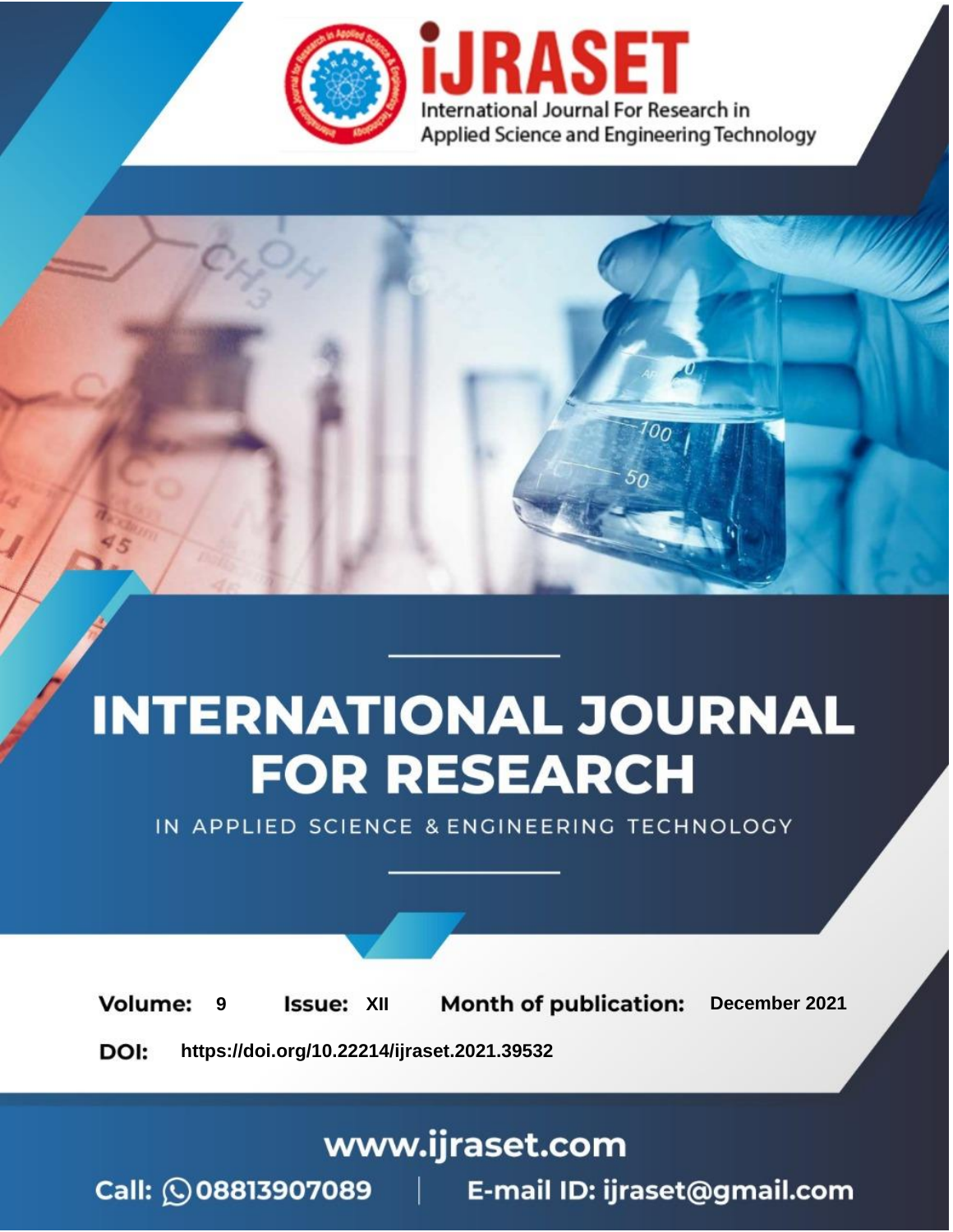# INTERNATIONAL JOURNAL FOR RESEARCH

IN APPLIED SCIENCE & ENGINEERING TECHNOLOGY

**Volume:** 9 **Issue:** XII **Month of publication:** December 2021

**DOI:** https://doi.org/10.22214/ijraset.2021.39532

www.ijraset.com

Call: 08813907089 | E-mail ID: ijraset@gmail.com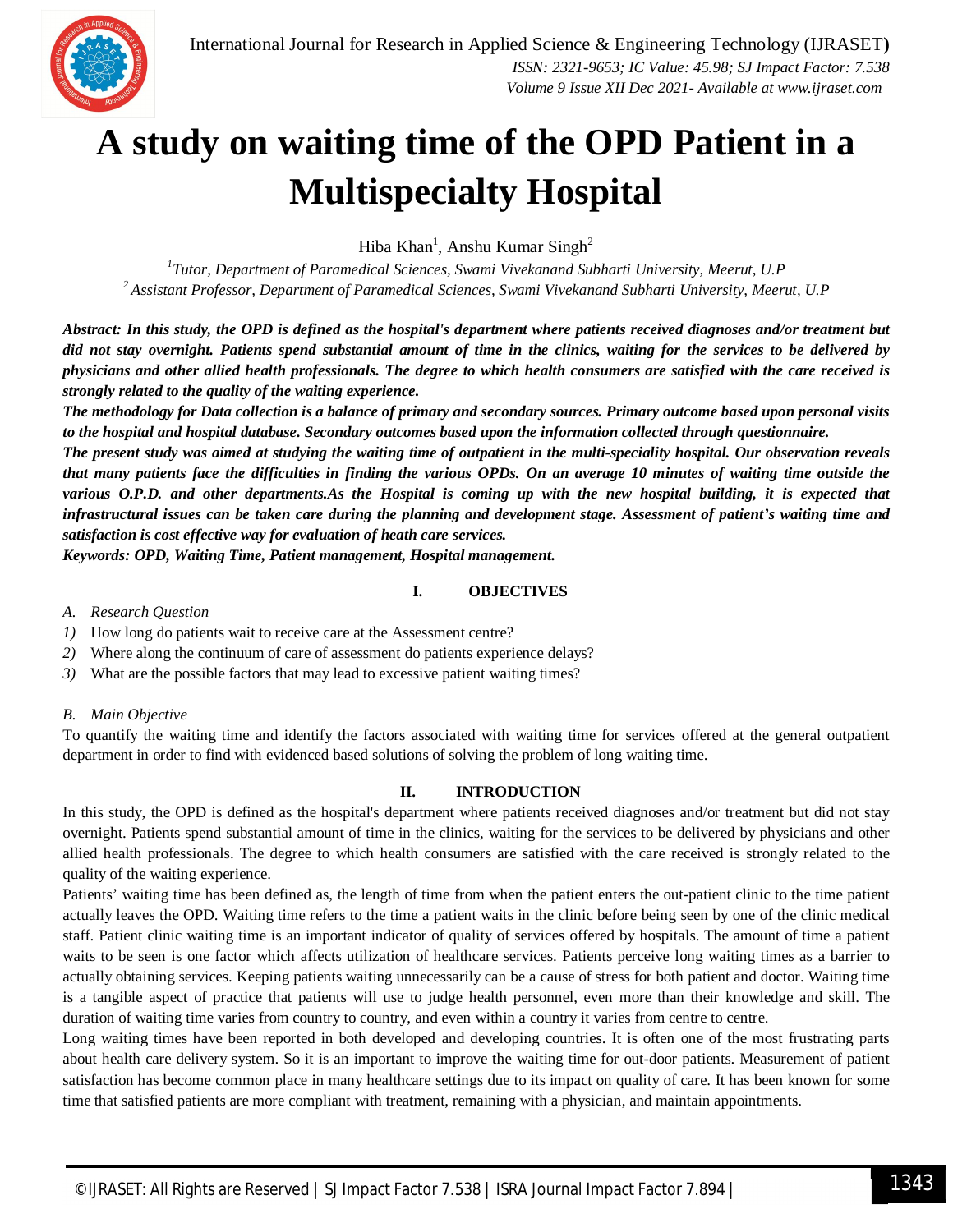# A study on waiting time of the OPD Patient in a Multispecialty Hospital

Hiba Khan[1], Anshu Kumar Singh[2]

[1] *Tutor, Department of Paramedical Sciences, Swami Vivekanand Subharti University, Meerut, U.P*
[2] *Assistant Professor, Department of Paramedical Sciences, Swami Vivekanand Subharti University, Meerut, U.P*

***Abstract: In this study, the OPD is defined as the hospital's department where patients received diagnoses and/or treatment but did not stay overnight. Patients spend substantial amount of time in the clinics, waiting for the services to be delivered by physicians and other allied health professionals. The degree to which health consumers are satisfied with the care received is strongly related to the quality of the waiting experience.***

***The methodology for Data collection is a balance of primary and secondary sources. Primary outcome based upon personal visits to the hospital and hospital database. Secondary outcomes based upon the information collected through questionnaire.***

***The present study was aimed at studying the waiting time of outpatient in the multi-speciality hospital. Our observation reveals that many patients face the difficulties in finding the various OPDs. On an average 10 minutes of waiting time outside the various O.P.D. and other departments.As the Hospital is coming up with the new hospital building, it is expected that infrastructural issues can be taken care during the planning and development stage. Assessment of patient's waiting time and satisfaction is cost effective way for evaluation of heath care services.***

***Keywords: OPD, Waiting Time, Patient management, Hospital management.***

## I. OBJECTIVES

### A. Research Question

1) How long do patients wait to receive care at the Assessment centre?
2) Where along the continuum of care of assessment do patients experience delays?
3) What are the possible factors that may lead to excessive patient waiting times?

### B. Main Objective

To quantify the waiting time and identify the factors associated with waiting time for services offered at the general outpatient department in order to find with evidenced based solutions of solving the problem of long waiting time.

## II. INTRODUCTION

In this study, the OPD is defined as the hospital's department where patients received diagnoses and/or treatment but did not stay overnight. Patients spend substantial amount of time in the clinics, waiting for the services to be delivered by physicians and other allied health professionals. The degree to which health consumers are satisfied with the care received is strongly related to the quality of the waiting experience.

Patients' waiting time has been defined as, the length of time from when the patient enters the out-patient clinic to the time patient actually leaves the OPD. Waiting time refers to the time a patient waits in the clinic before being seen by one of the clinic medical staff. Patient clinic waiting time is an important indicator of quality of services offered by hospitals. The amount of time a patient waits to be seen is one factor which affects utilization of healthcare services. Patients perceive long waiting times as a barrier to actually obtaining services. Keeping patients waiting unnecessarily can be a cause of stress for both patient and doctor. Waiting time is a tangible aspect of practice that patients will use to judge health personnel, even more than their knowledge and skill. The duration of waiting time varies from country to country, and even within a country it varies from centre to centre.

Long waiting times have been reported in both developed and developing countries. It is often one of the most frustrating parts about health care delivery system. So it is an important to improve the waiting time for out-door patients. Measurement of patient satisfaction has become common place in many healthcare settings due to its impact on quality of care. It has been known for some time that satisfied patients are more compliant with treatment, remaining with a physician, and maintain appointments.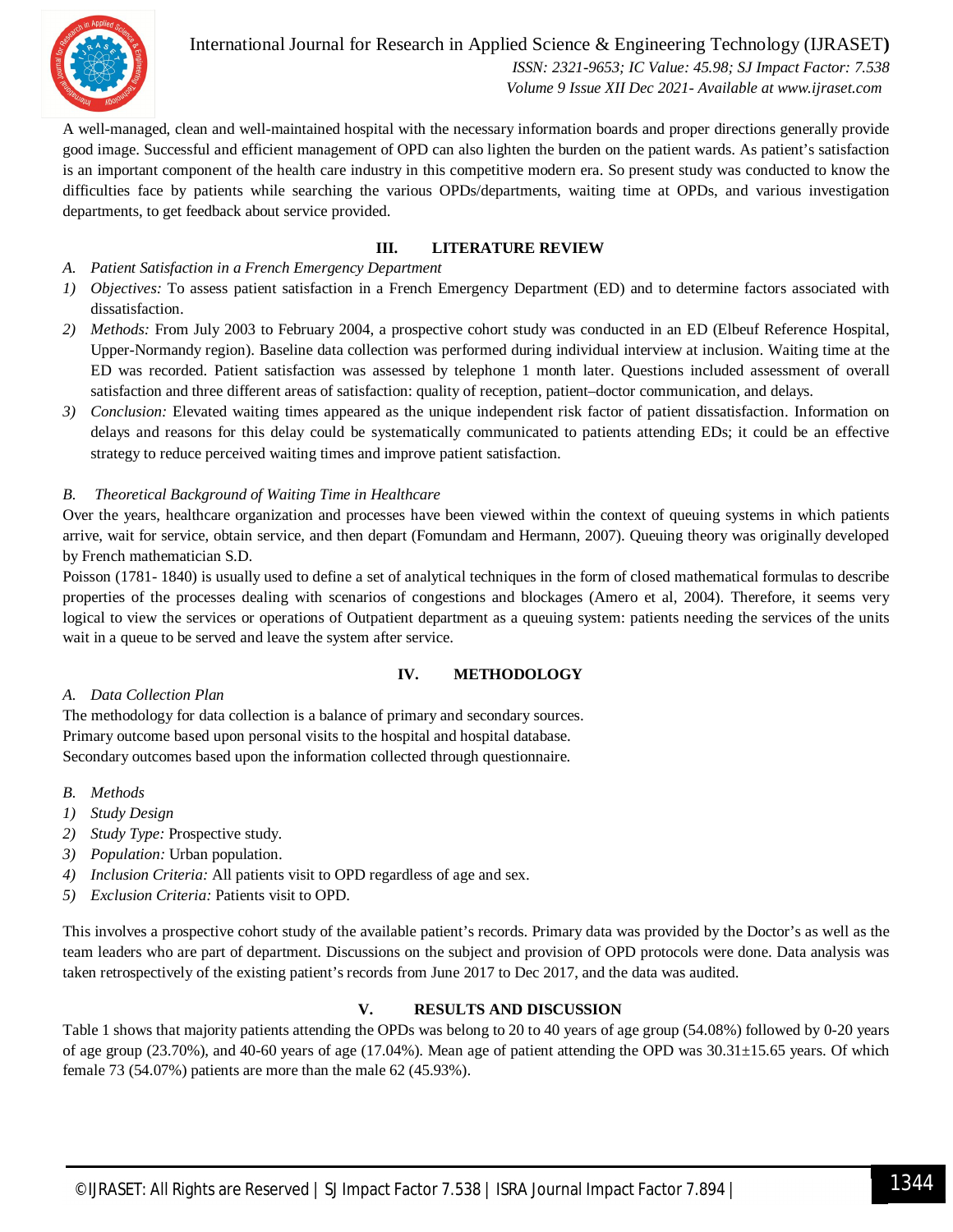A well-managed, clean and well-maintained hospital with the necessary information boards and proper directions generally provide good image. Successful and efficient management of OPD can also lighten the burden on the patient wards. As patient's satisfaction is an important component of the health care industry in this competitive modern era. So present study was conducted to know the difficulties face by patients while searching the various OPDs/departments, waiting time at OPDs, and various investigation departments, to get feedback about service provided.

## III. LITERATURE REVIEW

### A. *Patient Satisfaction in a French Emergency Department*

1) *Objectives:* To assess patient satisfaction in a French Emergency Department (ED) and to determine factors associated with dissatisfaction.
2) *Methods:* From July 2003 to February 2004, a prospective cohort study was conducted in an ED (Elbeuf Reference Hospital, Upper-Normandy region). Baseline data collection was performed during individual interview at inclusion. Waiting time at the ED was recorded. Patient satisfaction was assessed by telephone 1 month later. Questions included assessment of overall satisfaction and three different areas of satisfaction: quality of reception, patient–doctor communication, and delays.
3) *Conclusion:* Elevated waiting times appeared as the unique independent risk factor of patient dissatisfaction. Information on delays and reasons for this delay could be systematically communicated to patients attending EDs; it could be an effective strategy to reduce perceived waiting times and improve patient satisfaction.

### B. *Theoretical Background of Waiting Time in Healthcare*

Over the years, healthcare organization and processes have been viewed within the context of queuing systems in which patients arrive, wait for service, obtain service, and then depart (Fomundam and Hermann, 2007). Queuing theory was originally developed by French mathematician S.D.

Poisson (1781- 1840) is usually used to define a set of analytical techniques in the form of closed mathematical formulas to describe properties of the processes dealing with scenarios of congestions and blockages (Amero et al, 2004). Therefore, it seems very logical to view the services or operations of Outpatient department as a queuing system: patients needing the services of the units wait in a queue to be served and leave the system after service.

## IV. METHODOLOGY

### A. *Data Collection Plan*

The methodology for data collection is a balance of primary and secondary sources.
Primary outcome based upon personal visits to the hospital and hospital database.
Secondary outcomes based upon the information collected through questionnaire.

### B. *Methods*

1) *Study Design*
2) *Study Type:* Prospective study.
3) *Population:* Urban population.
4) *Inclusion Criteria:* All patients visit to OPD regardless of age and sex.
5) *Exclusion Criteria:* Patients visit to OPD.

This involves a prospective cohort study of the available patient's records. Primary data was provided by the Doctor's as well as the team leaders who are part of department. Discussions on the subject and provision of OPD protocols were done. Data analysis was taken retrospectively of the existing patient's records from June 2017 to Dec 2017, and the data was audited.

## V. RESULTS AND DISCUSSION

Table 1 shows that majority patients attending the OPDs was belong to 20 to 40 years of age group (54.08%) followed by 0-20 years of age group (23.70%), and 40-60 years of age (17.04%). Mean age of patient attending the OPD was 30.31±15.65 years. Of which female 73 (54.07%) patients are more than the male 62 (45.93%).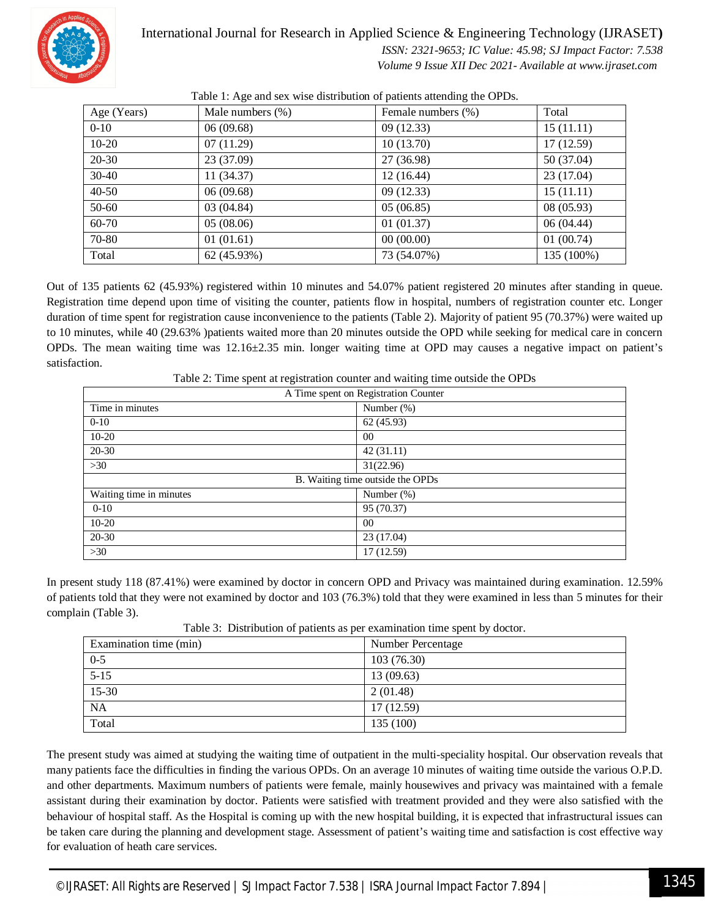Table 1: Age and sex wise distribution of patients attending the OPDs.

| Age (Years) | Male numbers (%) | Female numbers (%) | Total |
|---|---|---|---|
| 0-10 | 06 (09.68) | 09 (12.33) | 15 (11.11) |
| 10-20 | 07 (11.29) | 10 (13.70) | 17 (12.59) |
| 20-30 | 23 (37.09) | 27 (36.98) | 50 (37.04) |
| 30-40 | 11 (34.37) | 12 (16.44) | 23 (17.04) |
| 40-50 | 06 (09.68) | 09 (12.33) | 15 (11.11) |
| 50-60 | 03 (04.84) | 05 (06.85) | 08 (05.93) |
| 60-70 | 05 (08.06) | 01 (01.37) | 06 (04.44) |
| 70-80 | 01 (01.61) | 00 (00.00) | 01 (00.74) |
| Total | 62 (45.93%) | 73 (54.07%) | 135 (100%) |

Out of 135 patients 62 (45.93%) registered within 10 minutes and 54.07% patient registered 20 minutes after standing in queue. Registration time depend upon time of visiting the counter, patients flow in hospital, numbers of registration counter etc. Longer duration of time spent for registration cause inconvenience to the patients (Table 2). Majority of patient 95 (70.37%) were waited up to 10 minutes, while 40 (29.63% )patients waited more than 20 minutes outside the OPD while seeking for medical care in concern OPDs. The mean waiting time was 12.16±2.35 min. longer waiting time at OPD may causes a negative impact on patient's satisfaction.

Table 2: Time spent at registration counter and waiting time outside the OPDs

| A Time spent on Registration Counter | |
|---|---|
| Time in minutes | Number (%) |
| 0-10 | 62 (45.93) |
| 10-20 | 00 |
| 20-30 | 42 (31.11) |
| >30 | 31(22.96) |
| B. Waiting time outside the OPDs | |
| Waiting time in minutes | Number (%) |
| 0-10 | 95 (70.37) |
| 10-20 | 00 |
| 20-30 | 23 (17.04) |
| >30 | 17 (12.59) |

In present study 118 (87.41%) were examined by doctor in concern OPD and Privacy was maintained during examination. 12.59% of patients told that they were not examined by doctor and 103 (76.3%) told that they were examined in less than 5 minutes for their complain (Table 3).

Table 3: Distribution of patients as per examination time spent by doctor.

| Examination time (min) | Number Percentage |
|---|---|
| 0-5 | 103 (76.30) |
| 5-15 | 13 (09.63) |
| 15-30 | 2 (01.48) |
| NA | 17 (12.59) |
| Total | 135 (100) |

The present study was aimed at studying the waiting time of outpatient in the multi-speciality hospital. Our observation reveals that many patients face the difficulties in finding the various OPDs. On an average 10 minutes of waiting time outside the various O.P.D. and other departments. Maximum numbers of patients were female, mainly housewives and privacy was maintained with a female assistant during their examination by doctor. Patients were satisfied with treatment provided and they were also satisfied with the behaviour of hospital staff. As the Hospital is coming up with the new hospital building, it is expected that infrastructural issues can be taken care during the planning and development stage. Assessment of patient's waiting time and satisfaction is cost effective way for evaluation of heath care services.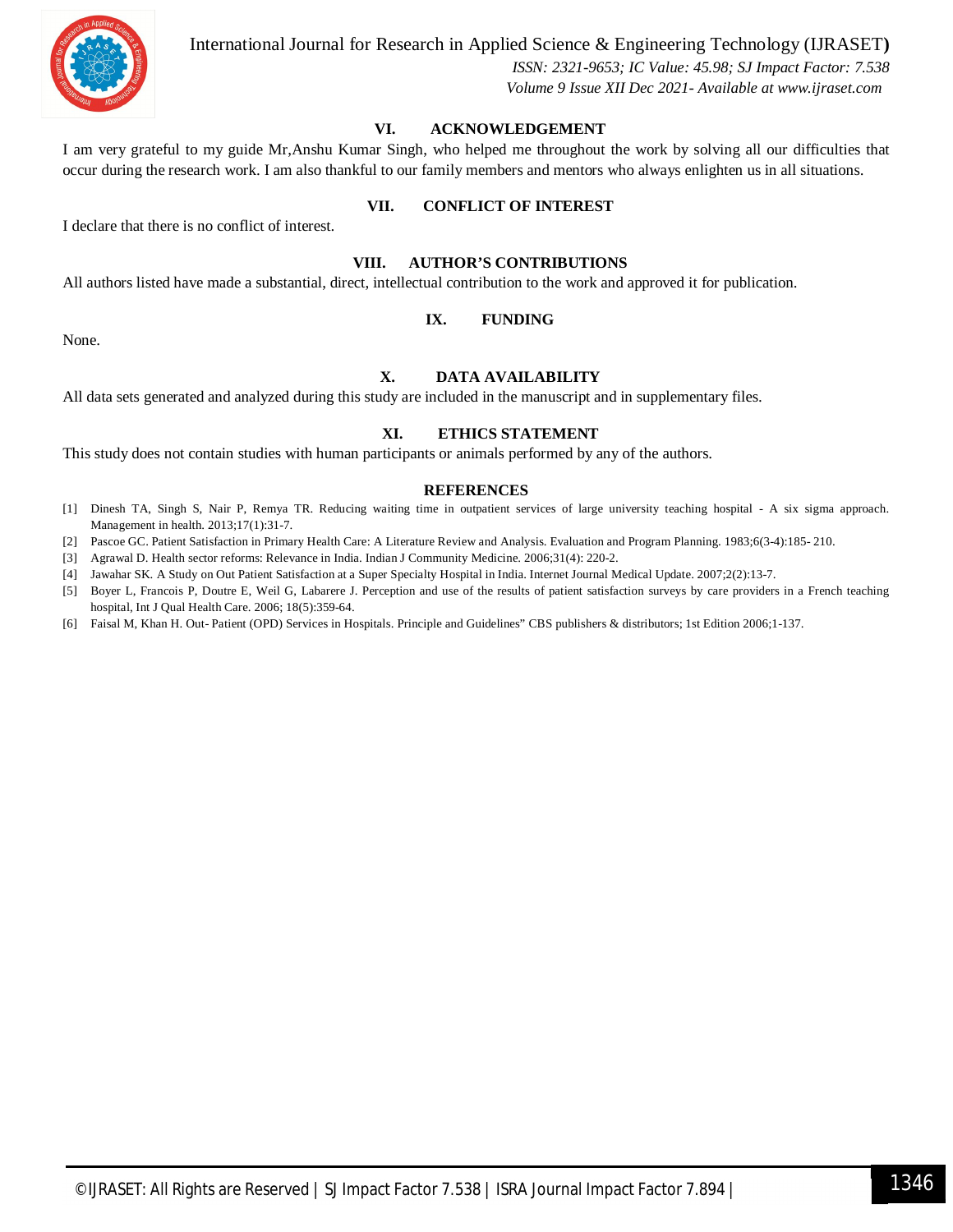## VI. ACKNOWLEDGEMENT

I am very grateful to my guide Mr,Anshu Kumar Singh, who helped me throughout the work by solving all our difficulties that occur during the research work. I am also thankful to our family members and mentors who always enlighten us in all situations.

## VII. CONFLICT OF INTEREST

I declare that there is no conflict of interest.

## VIII. AUTHOR'S CONTRIBUTIONS

All authors listed have made a substantial, direct, intellectual contribution to the work and approved it for publication.

## IX. FUNDING

None.

## X. DATA AVAILABILITY

All data sets generated and analyzed during this study are included in the manuscript and in supplementary files.

## XI. ETHICS STATEMENT

This study does not contain studies with human participants or animals performed by any of the authors.

## REFERENCES

[1] Dinesh TA, Singh S, Nair P, Remya TR. Reducing waiting time in outpatient services of large university teaching hospital - A six sigma approach. Management in health. 2013;17(1):31-7.

[2] Pascoe GC. Patient Satisfaction in Primary Health Care: A Literature Review and Analysis. Evaluation and Program Planning. 1983;6(3-4):185- 210.

[3] Agrawal D. Health sector reforms: Relevance in India. Indian J Community Medicine. 2006;31(4): 220-2.

[4] Jawahar SK. A Study on Out Patient Satisfaction at a Super Specialty Hospital in India. Internet Journal Medical Update. 2007;2(2):13-7.

[5] Boyer L, Francois P, Doutre E, Weil G, Labarere J. Perception and use of the results of patient satisfaction surveys by care providers in a French teaching hospital, Int J Qual Health Care. 2006; 18(5):359-64.

[6] Faisal M, Khan H. Out- Patient (OPD) Services in Hospitals. Principle and Guidelines" CBS publishers & distributors; 1st Edition 2006;1-137.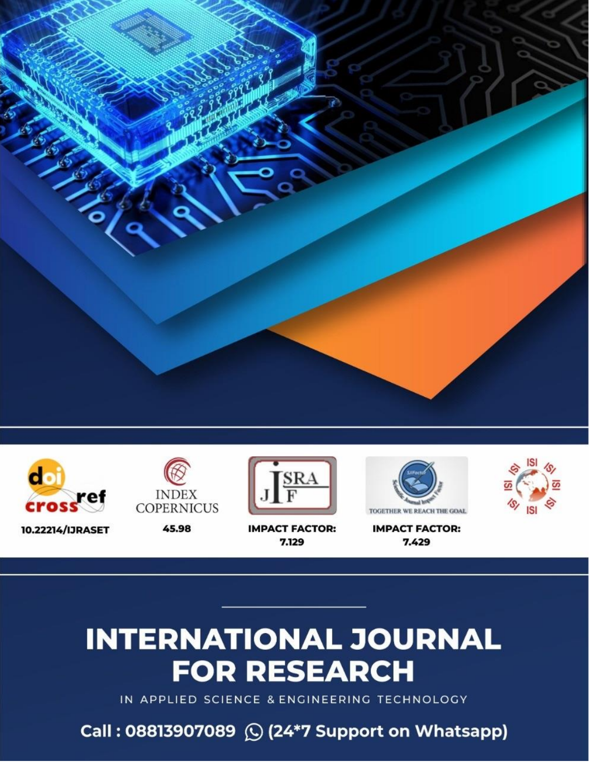10.22214/IJRASET

INDEX COPERNICUS

45.98

IMPACT FACTOR: 7.129

IMPACT FACTOR: 7.429

# INTERNATIONAL JOURNAL FOR RESEARCH

IN APPLIED SCIENCE & ENGINEERING TECHNOLOGY

Call : 08813907089 (24*7 Support on Whatsapp)